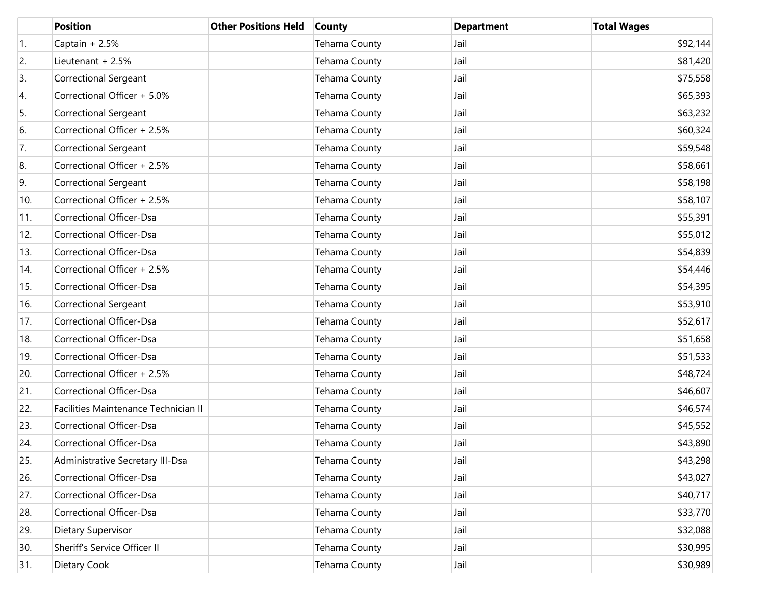| | Position | Other Positions Held | County | Department | Total Wages |
|---|---|---|---|---|---|
| 1. | Captain + 2.5% | | Tehama County | Jail | $92,144 |
| 2. | Lieutenant + 2.5% | | Tehama County | Jail | $81,420 |
| 3. | Correctional Sergeant | | Tehama County | Jail | $75,558 |
| 4. | Correctional Officer + 5.0% | | Tehama County | Jail | $65,393 |
| 5. | Correctional Sergeant | | Tehama County | Jail | $63,232 |
| 6. | Correctional Officer + 2.5% | | Tehama County | Jail | $60,324 |
| 7. | Correctional Sergeant | | Tehama County | Jail | $59,548 |
| 8. | Correctional Officer + 2.5% | | Tehama County | Jail | $58,661 |
| 9. | Correctional Sergeant | | Tehama County | Jail | $58,198 |
| 10. | Correctional Officer + 2.5% | | Tehama County | Jail | $58,107 |
| 11. | Correctional Officer-Dsa | | Tehama County | Jail | $55,391 |
| 12. | Correctional Officer-Dsa | | Tehama County | Jail | $55,012 |
| 13. | Correctional Officer-Dsa | | Tehama County | Jail | $54,839 |
| 14. | Correctional Officer + 2.5% | | Tehama County | Jail | $54,446 |
| 15. | Correctional Officer-Dsa | | Tehama County | Jail | $54,395 |
| 16. | Correctional Sergeant | | Tehama County | Jail | $53,910 |
| 17. | Correctional Officer-Dsa | | Tehama County | Jail | $52,617 |
| 18. | Correctional Officer-Dsa | | Tehama County | Jail | $51,658 |
| 19. | Correctional Officer-Dsa | | Tehama County | Jail | $51,533 |
| 20. | Correctional Officer + 2.5% | | Tehama County | Jail | $48,724 |
| 21. | Correctional Officer-Dsa | | Tehama County | Jail | $46,607 |
| 22. | Facilities Maintenance Technician II | | Tehama County | Jail | $46,574 |
| 23. | Correctional Officer-Dsa | | Tehama County | Jail | $45,552 |
| 24. | Correctional Officer-Dsa | | Tehama County | Jail | $43,890 |
| 25. | Administrative Secretary III-Dsa | | Tehama County | Jail | $43,298 |
| 26. | Correctional Officer-Dsa | | Tehama County | Jail | $43,027 |
| 27. | Correctional Officer-Dsa | | Tehama County | Jail | $40,717 |
| 28. | Correctional Officer-Dsa | | Tehama County | Jail | $33,770 |
| 29. | Dietary Supervisor | | Tehama County | Jail | $32,088 |
| 30. | Sheriff's Service Officer II | | Tehama County | Jail | $30,995 |
| 31. | Dietary Cook | | Tehama County | Jail | $30,989 |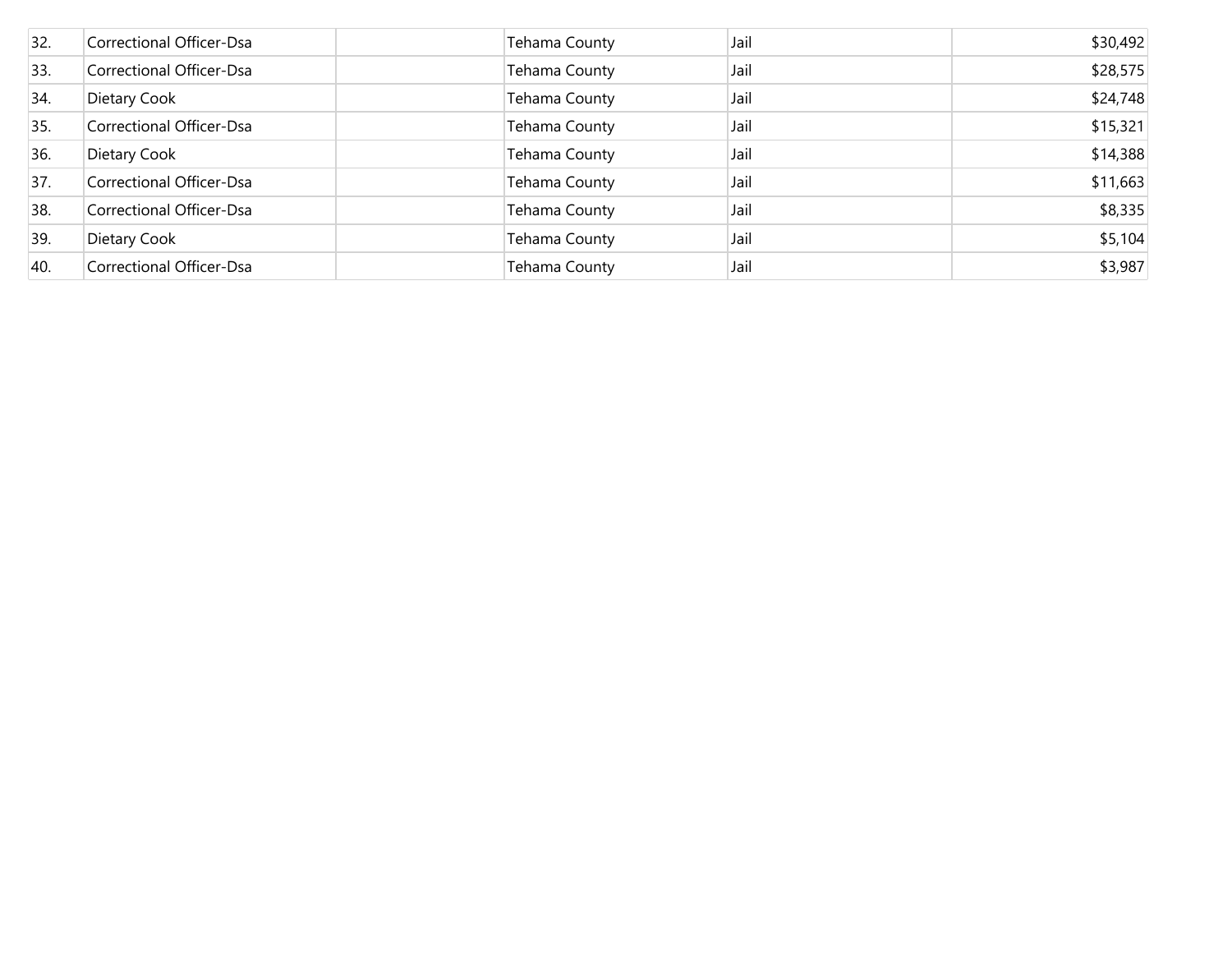| | | | | | |
|---|---|---|---|---|---|
| 32. | Correctional Officer-Dsa | | Tehama County | Jail | $30,492 |
| 33. | Correctional Officer-Dsa | | Tehama County | Jail | $28,575 |
| 34. | Dietary Cook | | Tehama County | Jail | $24,748 |
| 35. | Correctional Officer-Dsa | | Tehama County | Jail | $15,321 |
| 36. | Dietary Cook | | Tehama County | Jail | $14,388 |
| 37. | Correctional Officer-Dsa | | Tehama County | Jail | $11,663 |
| 38. | Correctional Officer-Dsa | | Tehama County | Jail | $8,335 |
| 39. | Dietary Cook | | Tehama County | Jail | $5,104 |
| 40. | Correctional Officer-Dsa | | Tehama County | Jail | $3,987 |